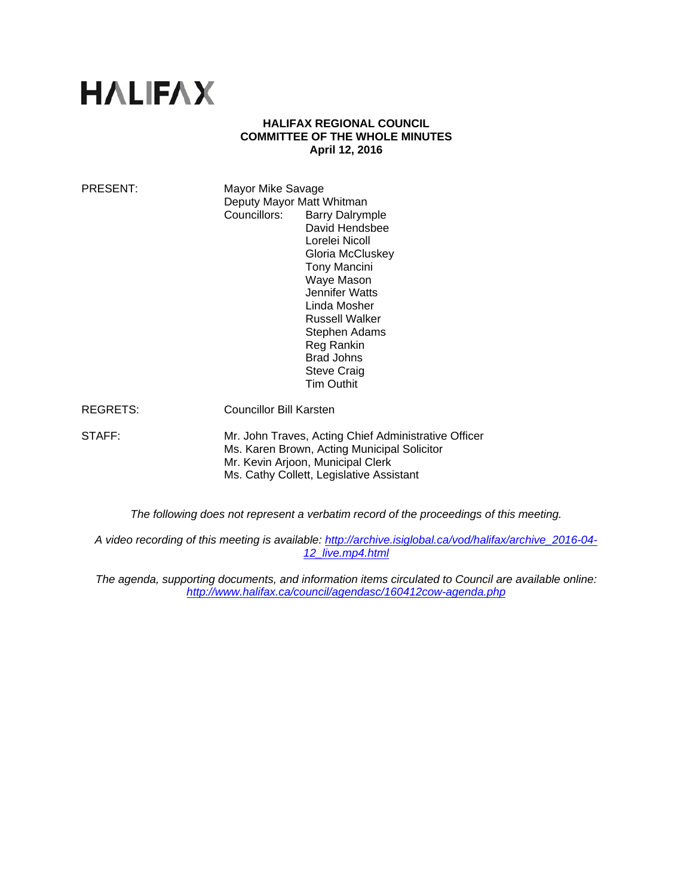# HALIFAX

**HALIFAX REGIONAL COUNCIL**
**COMMITTEE OF THE WHOLE MINUTES**
**April 12, 2016**

PRESENT: Mayor Mike Savage
Deputy Mayor Matt Whitman
Councillors: Barry Dalrymple
David Hendsbee
Lorelei Nicoll
Gloria McCluskey
Tony Mancini
Waye Mason
Jennifer Watts
Linda Mosher
Russell Walker
Stephen Adams
Reg Rankin
Brad Johns
Steve Craig
Tim Outhit

REGRETS: Councillor Bill Karsten

STAFF: Mr. John Traves, Acting Chief Administrative Officer
Ms. Karen Brown, Acting Municipal Solicitor
Mr. Kevin Arjoon, Municipal Clerk
Ms. Cathy Collett, Legislative Assistant

*The following does not represent a verbatim record of the proceedings of this meeting.*

*A video recording of this meeting is available: [http://archive.isiglobal.ca/vod/halifax/archive_2016-04-12_live.mp4.html](http://archive.isiglobal.ca/vod/halifax/archive_2016-04-12_live.mp4.html)*

*The agenda, supporting documents, and information items circulated to Council are available online: [http://www.halifax.ca/council/agendasc/160412cow-agenda.php](http://www.halifax.ca/council/agendasc/160412cow-agenda.php)*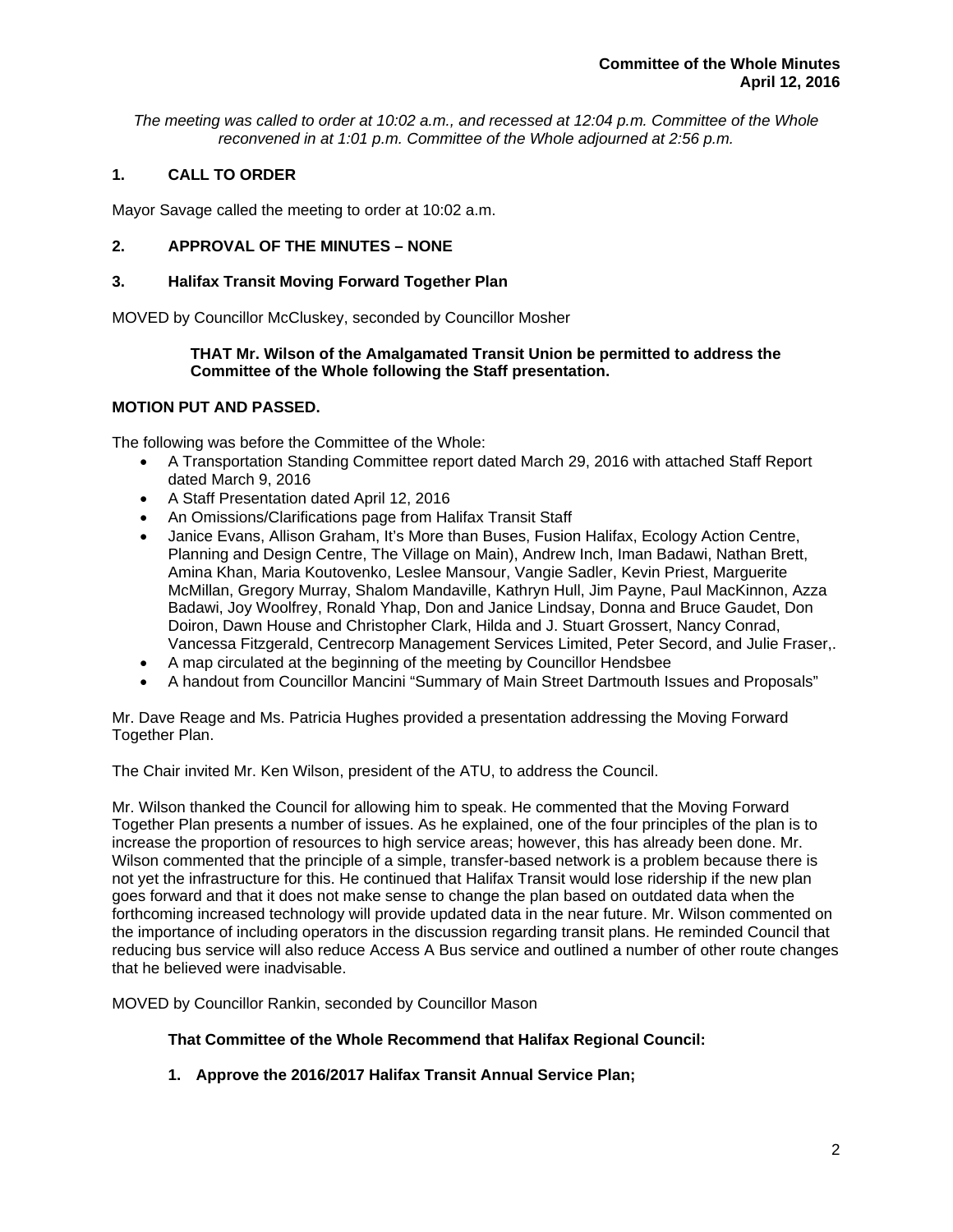*The meeting was called to order at 10:02 a.m., and recessed at 12:04 p.m. Committee of the Whole reconvened in at 1:01 p.m. Committee of the Whole adjourned at 2:56 p.m.*

## 1. CALL TO ORDER

Mayor Savage called the meeting to order at 10:02 a.m.

## 2. APPROVAL OF THE MINUTES – NONE

## 3. Halifax Transit Moving Forward Together Plan

MOVED by Councillor McCluskey, seconded by Councillor Mosher

> **THAT Mr. Wilson of the Amalgamated Transit Union be permitted to address the Committee of the Whole following the Staff presentation.**

**MOTION PUT AND PASSED.**

The following was before the Committee of the Whole:

- A Transportation Standing Committee report dated March 29, 2016 with attached Staff Report dated March 9, 2016
- A Staff Presentation dated April 12, 2016
- An Omissions/Clarifications page from Halifax Transit Staff
- Janice Evans, Allison Graham, It's More than Buses, Fusion Halifax, Ecology Action Centre, Planning and Design Centre, The Village on Main), Andrew Inch, Iman Badawi, Nathan Brett, Amina Khan, Maria Koutovenko, Leslee Mansour, Vangie Sadler, Kevin Priest, Marguerite McMillan, Gregory Murray, Shalom Mandaville, Kathryn Hull, Jim Payne, Paul MacKinnon, Azza Badawi, Joy Woolfrey, Ronald Yhap, Don and Janice Lindsay, Donna and Bruce Gaudet, Don Doiron, Dawn House and Christopher Clark, Hilda and J. Stuart Grossert, Nancy Conrad, Vancessa Fitzgerald, Centrecorp Management Services Limited, Peter Secord, and Julie Fraser,.
- A map circulated at the beginning of the meeting by Councillor Hendsbee
- A handout from Councillor Mancini "Summary of Main Street Dartmouth Issues and Proposals"

Mr. Dave Reage and Ms. Patricia Hughes provided a presentation addressing the Moving Forward Together Plan.

The Chair invited Mr. Ken Wilson, president of the ATU, to address the Council.

Mr. Wilson thanked the Council for allowing him to speak. He commented that the Moving Forward Together Plan presents a number of issues. As he explained, one of the four principles of the plan is to increase the proportion of resources to high service areas; however, this has already been done. Mr. Wilson commented that the principle of a simple, transfer-based network is a problem because there is not yet the infrastructure for this. He continued that Halifax Transit would lose ridership if the new plan goes forward and that it does not make sense to change the plan based on outdated data when the forthcoming increased technology will provide updated data in the near future. Mr. Wilson commented on the importance of including operators in the discussion regarding transit plans. He reminded Council that reducing bus service will also reduce Access A Bus service and outlined a number of other route changes that he believed were inadvisable.

MOVED by Councillor Rankin, seconded by Councillor Mason

**That Committee of the Whole Recommend that Halifax Regional Council:**

1. **Approve the 2016/2017 Halifax Transit Annual Service Plan;**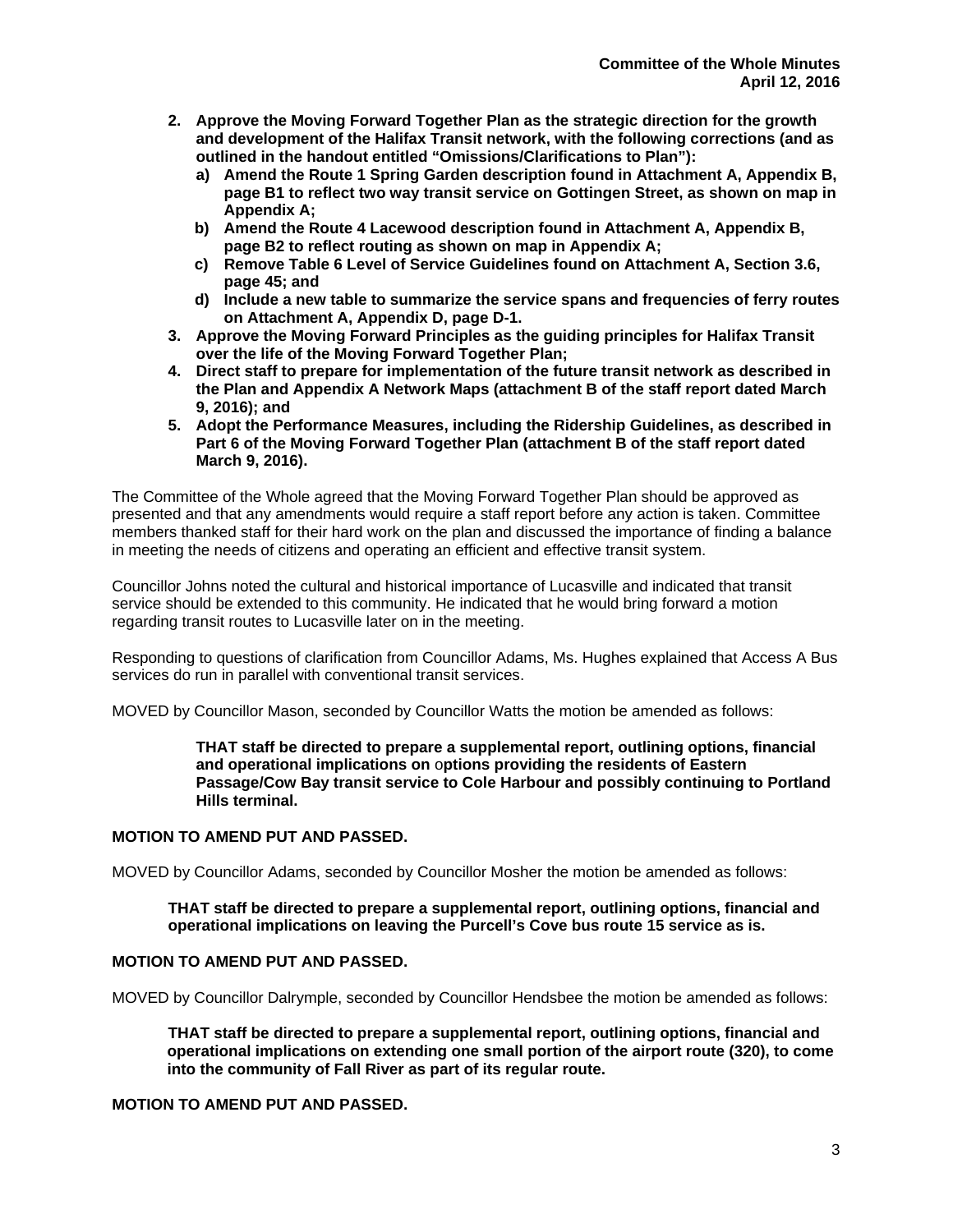2. **Approve the Moving Forward Together Plan as the strategic direction for the growth and development of the Halifax Transit network, with the following corrections (and as outlined in the handout entitled "Omissions/Clarifications to Plan"):**
   a) **Amend the Route 1 Spring Garden description found in Attachment A, Appendix B, page B1 to reflect two way transit service on Gottingen Street, as shown on map in Appendix A;**
   b) **Amend the Route 4 Lacewood description found in Attachment A, Appendix B, page B2 to reflect routing as shown on map in Appendix A;**
   c) **Remove Table 6 Level of Service Guidelines found on Attachment A, Section 3.6, page 45; and**
   d) **Include a new table to summarize the service spans and frequencies of ferry routes on Attachment A, Appendix D, page D-1.**
3. **Approve the Moving Forward Principles as the guiding principles for Halifax Transit over the life of the Moving Forward Together Plan;**
4. **Direct staff to prepare for implementation of the future transit network as described in the Plan and Appendix A Network Maps (attachment B of the staff report dated March 9, 2016); and**
5. **Adopt the Performance Measures, including the Ridership Guidelines, as described in Part 6 of the Moving Forward Together Plan (attachment B of the staff report dated March 9, 2016).**

The Committee of the Whole agreed that the Moving Forward Together Plan should be approved as presented and that any amendments would require a staff report before any action is taken. Committee members thanked staff for their hard work on the plan and discussed the importance of finding a balance in meeting the needs of citizens and operating an efficient and effective transit system.

Councillor Johns noted the cultural and historical importance of Lucasville and indicated that transit service should be extended to this community. He indicated that he would bring forward a motion regarding transit routes to Lucasville later on in the meeting.

Responding to questions of clarification from Councillor Adams, Ms. Hughes explained that Access A Bus services do run in parallel with conventional transit services.

MOVED by Councillor Mason, seconded by Councillor Watts the motion be amended as follows:

> **THAT staff be directed to prepare a supplemental report, outlining options, financial and operational implications on options providing the residents of Eastern Passage/Cow Bay transit service to Cole Harbour and possibly continuing to Portland Hills terminal.**

**MOTION TO AMEND PUT AND PASSED.**

MOVED by Councillor Adams, seconded by Councillor Mosher the motion be amended as follows:

> **THAT staff be directed to prepare a supplemental report, outlining options, financial and operational implications on leaving the Purcell's Cove bus route 15 service as is.**

**MOTION TO AMEND PUT AND PASSED.**

MOVED by Councillor Dalrymple, seconded by Councillor Hendsbee the motion be amended as follows:

> **THAT staff be directed to prepare a supplemental report, outlining options, financial and operational implications on extending one small portion of the airport route (320), to come into the community of Fall River as part of its regular route.**

**MOTION TO AMEND PUT AND PASSED.**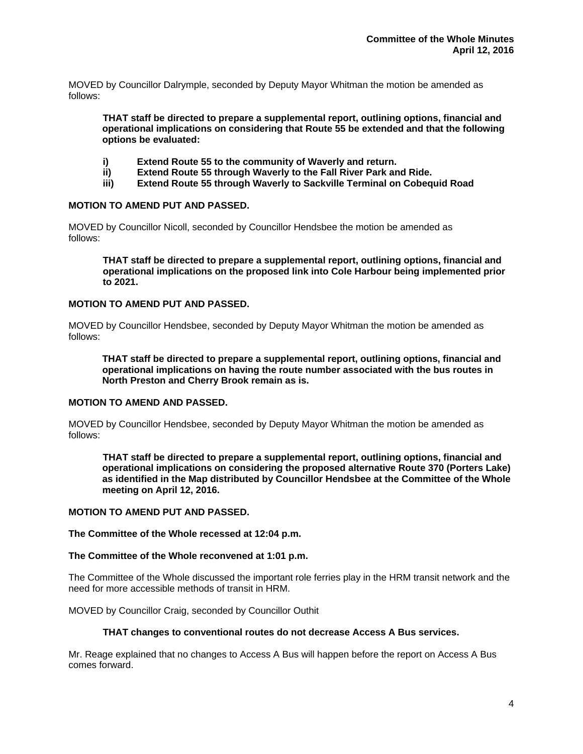MOVED by Councillor Dalrymple, seconded by Deputy Mayor Whitman the motion be amended as follows:

> **THAT staff be directed to prepare a supplemental report, outlining options, financial and operational implications on considering that Route 55 be extended and that the following options be evaluated:**
>
> **i) Extend Route 55 to the community of Waverly and return.**
> **ii) Extend Route 55 through Waverly to the Fall River Park and Ride.**
> **iii) Extend Route 55 through Waverly to Sackville Terminal on Cobequid Road**

**MOTION TO AMEND PUT AND PASSED.**

MOVED by Councillor Nicoll, seconded by Councillor Hendsbee the motion be amended as follows:

> **THAT staff be directed to prepare a supplemental report, outlining options, financial and operational implications on the proposed link into Cole Harbour being implemented prior to 2021.**

**MOTION TO AMEND PUT AND PASSED.**

MOVED by Councillor Hendsbee, seconded by Deputy Mayor Whitman the motion be amended as follows:

> **THAT staff be directed to prepare a supplemental report, outlining options, financial and operational implications on having the route number associated with the bus routes in North Preston and Cherry Brook remain as is.**

**MOTION TO AMEND AND PASSED.**

MOVED by Councillor Hendsbee, seconded by Deputy Mayor Whitman the motion be amended as follows:

> **THAT staff be directed to prepare a supplemental report, outlining options, financial and operational implications on considering the proposed alternative Route 370 (Porters Lake) as identified in the Map distributed by Councillor Hendsbee at the Committee of the Whole meeting on April 12, 2016.**

**MOTION TO AMEND PUT AND PASSED.**

**The Committee of the Whole recessed at 12:04 p.m.**

**The Committee of the Whole reconvened at 1:01 p.m.**

The Committee of the Whole discussed the important role ferries play in the HRM transit network and the need for more accessible methods of transit in HRM.

MOVED by Councillor Craig, seconded by Councillor Outhit

> **THAT changes to conventional routes do not decrease Access A Bus services.**

Mr. Reage explained that no changes to Access A Bus will happen before the report on Access A Bus comes forward.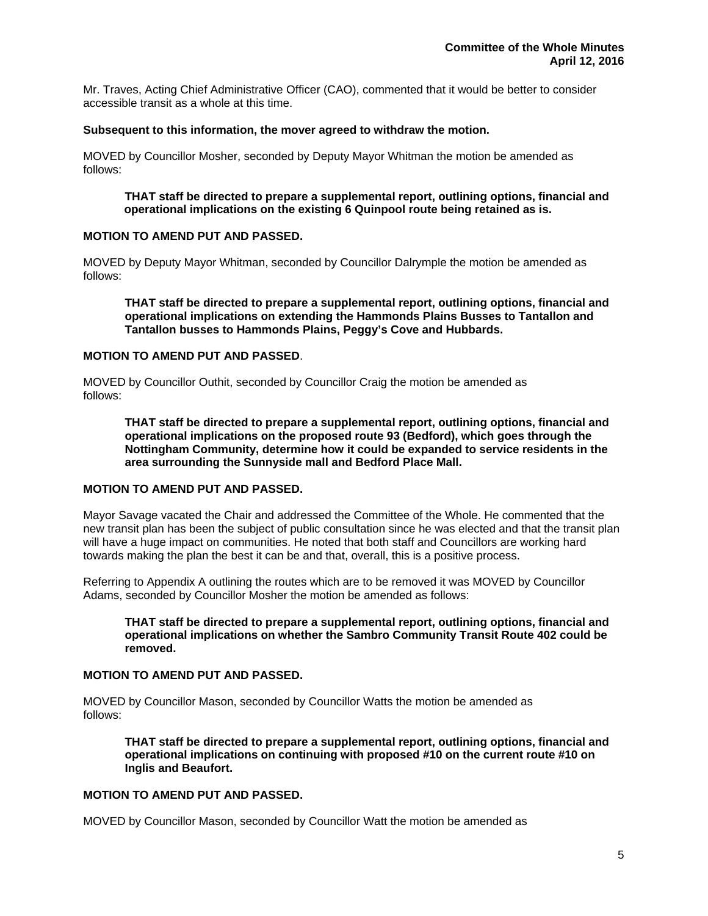Mr. Traves, Acting Chief Administrative Officer (CAO), commented that it would be better to consider accessible transit as a whole at this time.

**Subsequent to this information, the mover agreed to withdraw the motion.**

MOVED by Councillor Mosher, seconded by Deputy Mayor Whitman the motion be amended as follows:

> **THAT staff be directed to prepare a supplemental report, outlining options, financial and operational implications on the existing 6 Quinpool route being retained as is.**

**MOTION TO AMEND PUT AND PASSED.**

MOVED by Deputy Mayor Whitman, seconded by Councillor Dalrymple the motion be amended as follows:

> **THAT staff be directed to prepare a supplemental report, outlining options, financial and operational implications on extending the Hammonds Plains Busses to Tantallon and Tantallon busses to Hammonds Plains, Peggy's Cove and Hubbards.**

**MOTION TO AMEND PUT AND PASSED**.

MOVED by Councillor Outhit, seconded by Councillor Craig the motion be amended as follows:

> **THAT staff be directed to prepare a supplemental report, outlining options, financial and operational implications on the proposed route 93 (Bedford), which goes through the Nottingham Community, determine how it could be expanded to service residents in the area surrounding the Sunnyside mall and Bedford Place Mall.**

**MOTION TO AMEND PUT AND PASSED.**

Mayor Savage vacated the Chair and addressed the Committee of the Whole. He commented that the new transit plan has been the subject of public consultation since he was elected and that the transit plan will have a huge impact on communities. He noted that both staff and Councillors are working hard towards making the plan the best it can be and that, overall, this is a positive process.

Referring to Appendix A outlining the routes which are to be removed it was MOVED by Councillor Adams, seconded by Councillor Mosher the motion be amended as follows:

> **THAT staff be directed to prepare a supplemental report, outlining options, financial and operational implications on whether the Sambro Community Transit Route 402 could be removed.**

**MOTION TO AMEND PUT AND PASSED.**

MOVED by Councillor Mason, seconded by Councillor Watts the motion be amended as follows:

> **THAT staff be directed to prepare a supplemental report, outlining options, financial and operational implications on continuing with proposed #10 on the current route #10 on Inglis and Beaufort.**

**MOTION TO AMEND PUT AND PASSED.**

MOVED by Councillor Mason, seconded by Councillor Watt the motion be amended as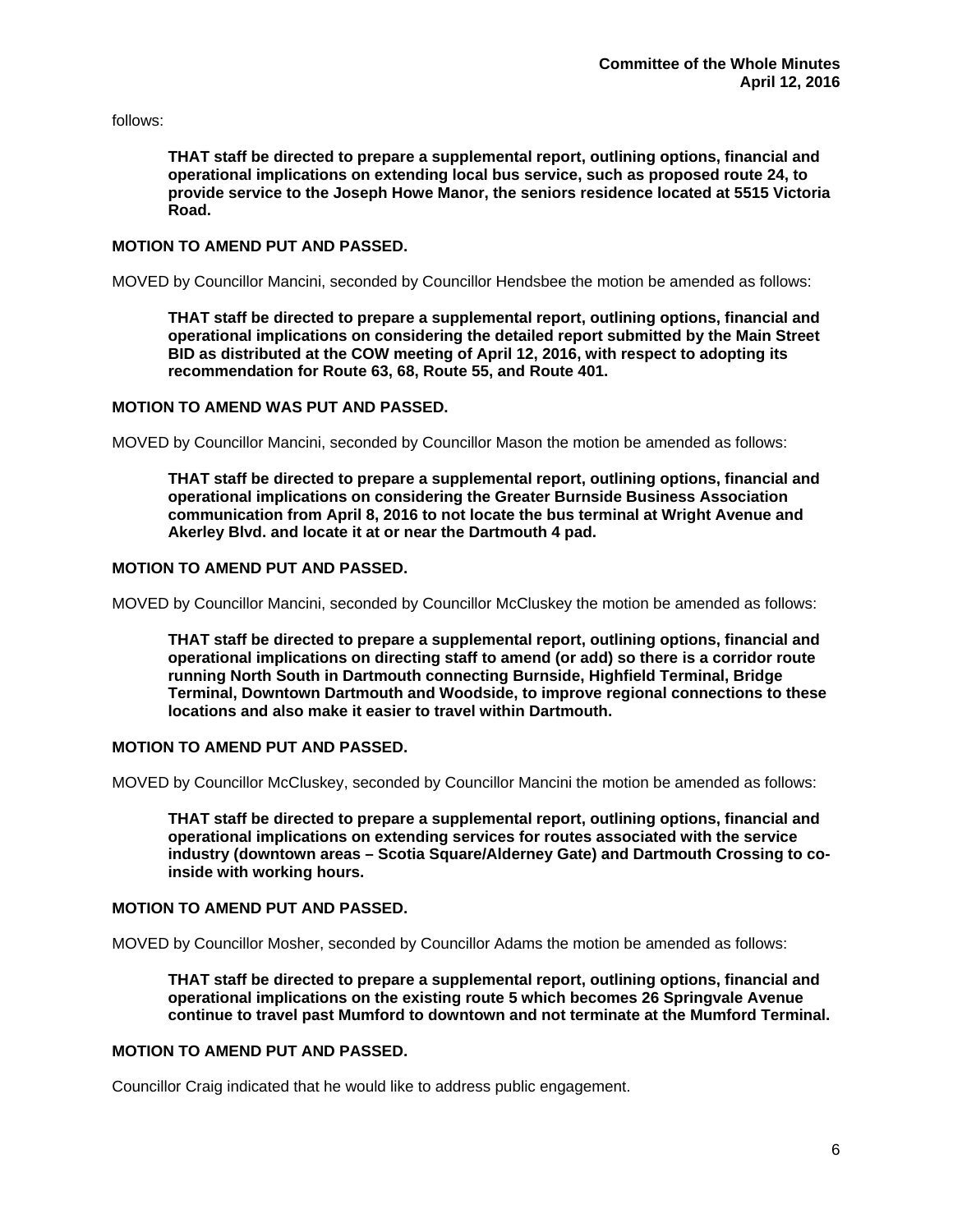follows:

> **THAT staff be directed to prepare a supplemental report, outlining options, financial and operational implications on extending local bus service, such as proposed route 24, to provide service to the Joseph Howe Manor, the seniors residence located at 5515 Victoria Road.**

**MOTION TO AMEND PUT AND PASSED.**

MOVED by Councillor Mancini, seconded by Councillor Hendsbee the motion be amended as follows:

> **THAT staff be directed to prepare a supplemental report, outlining options, financial and operational implications on considering the detailed report submitted by the Main Street BID as distributed at the COW meeting of April 12, 2016, with respect to adopting its recommendation for Route 63, 68, Route 55, and Route 401.**

**MOTION TO AMEND WAS PUT AND PASSED.**

MOVED by Councillor Mancini, seconded by Councillor Mason the motion be amended as follows:

> **THAT staff be directed to prepare a supplemental report, outlining options, financial and operational implications on considering the Greater Burnside Business Association communication from April 8, 2016 to not locate the bus terminal at Wright Avenue and Akerley Blvd. and locate it at or near the Dartmouth 4 pad.**

**MOTION TO AMEND PUT AND PASSED.**

MOVED by Councillor Mancini, seconded by Councillor McCluskey the motion be amended as follows:

> **THAT staff be directed to prepare a supplemental report, outlining options, financial and operational implications on directing staff to amend (or add) so there is a corridor route running North South in Dartmouth connecting Burnside, Highfield Terminal, Bridge Terminal, Downtown Dartmouth and Woodside, to improve regional connections to these locations and also make it easier to travel within Dartmouth.**

**MOTION TO AMEND PUT AND PASSED.**

MOVED by Councillor McCluskey, seconded by Councillor Mancini the motion be amended as follows:

> **THAT staff be directed to prepare a supplemental report, outlining options, financial and operational implications on extending services for routes associated with the service industry (downtown areas – Scotia Square/Alderney Gate) and Dartmouth Crossing to co-inside with working hours.**

**MOTION TO AMEND PUT AND PASSED.**

MOVED by Councillor Mosher, seconded by Councillor Adams the motion be amended as follows:

> **THAT staff be directed to prepare a supplemental report, outlining options, financial and operational implications on the existing route 5 which becomes 26 Springvale Avenue continue to travel past Mumford to downtown and not terminate at the Mumford Terminal.**

**MOTION TO AMEND PUT AND PASSED.**

Councillor Craig indicated that he would like to address public engagement.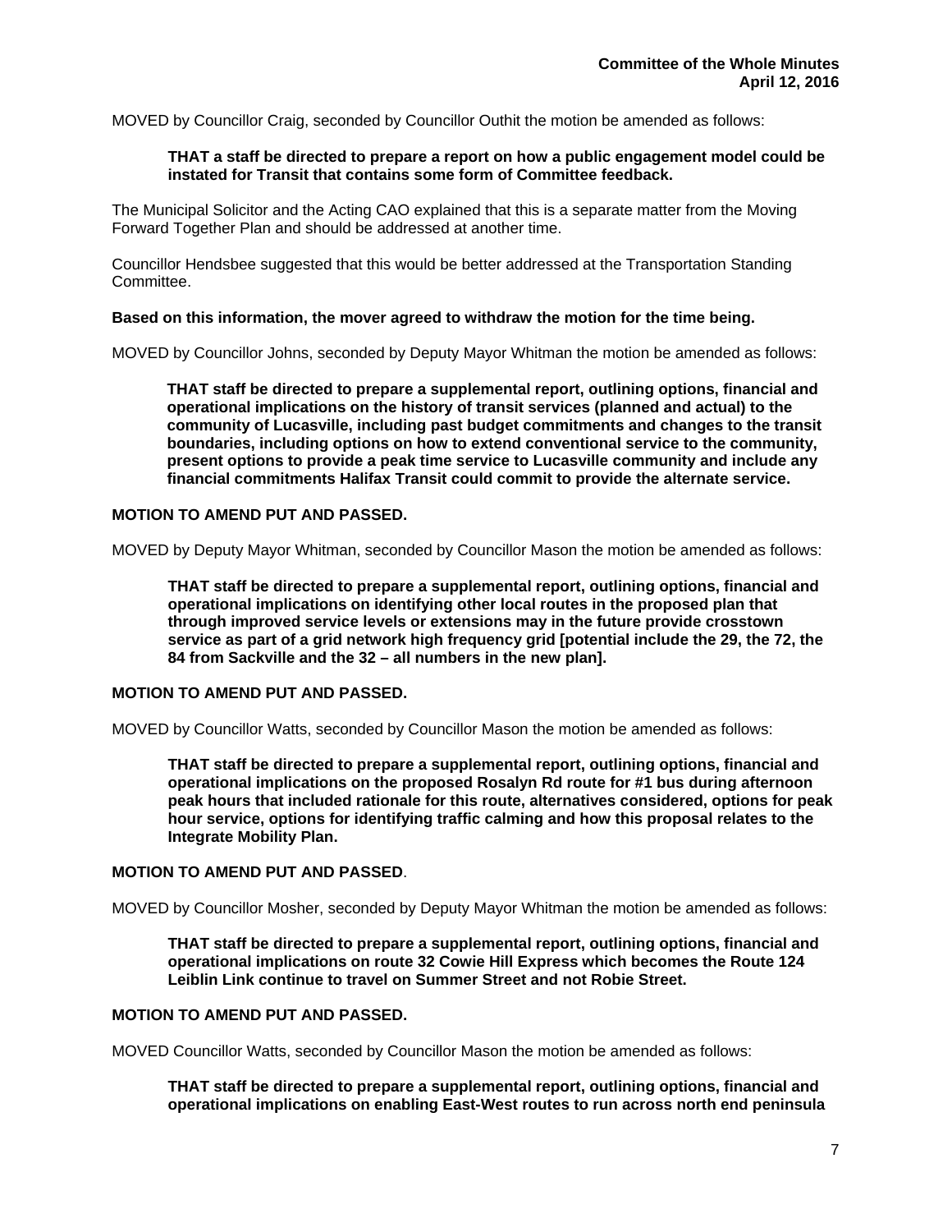MOVED by Councillor Craig, seconded by Councillor Outhit the motion be amended as follows:

> **THAT a staff be directed to prepare a report on how a public engagement model could be instated for Transit that contains some form of Committee feedback.**

The Municipal Solicitor and the Acting CAO explained that this is a separate matter from the Moving Forward Together Plan and should be addressed at another time.

Councillor Hendsbee suggested that this would be better addressed at the Transportation Standing Committee.

**Based on this information, the mover agreed to withdraw the motion for the time being.**

MOVED by Councillor Johns, seconded by Deputy Mayor Whitman the motion be amended as follows:

> **THAT staff be directed to prepare a supplemental report, outlining options, financial and operational implications on the history of transit services (planned and actual) to the community of Lucasville, including past budget commitments and changes to the transit boundaries, including options on how to extend conventional service to the community, present options to provide a peak time service to Lucasville community and include any financial commitments Halifax Transit could commit to provide the alternate service.**

**MOTION TO AMEND PUT AND PASSED.**

MOVED by Deputy Mayor Whitman, seconded by Councillor Mason the motion be amended as follows:

> **THAT staff be directed to prepare a supplemental report, outlining options, financial and operational implications on identifying other local routes in the proposed plan that through improved service levels or extensions may in the future provide crosstown service as part of a grid network high frequency grid [potential include the 29, the 72, the 84 from Sackville and the 32 – all numbers in the new plan].**

**MOTION TO AMEND PUT AND PASSED.**

MOVED by Councillor Watts, seconded by Councillor Mason the motion be amended as follows:

> **THAT staff be directed to prepare a supplemental report, outlining options, financial and operational implications on the proposed Rosalyn Rd route for #1 bus during afternoon peak hours that included rationale for this route, alternatives considered, options for peak hour service, options for identifying traffic calming and how this proposal relates to the Integrate Mobility Plan.**

**MOTION TO AMEND PUT AND PASSED**.

MOVED by Councillor Mosher, seconded by Deputy Mayor Whitman the motion be amended as follows:

> **THAT staff be directed to prepare a supplemental report, outlining options, financial and operational implications on route 32 Cowie Hill Express which becomes the Route 124 Leiblin Link continue to travel on Summer Street and not Robie Street.**

**MOTION TO AMEND PUT AND PASSED.**

MOVED Councillor Watts, seconded by Councillor Mason the motion be amended as follows:

> **THAT staff be directed to prepare a supplemental report, outlining options, financial and operational implications on enabling East-West routes to run across north end peninsula**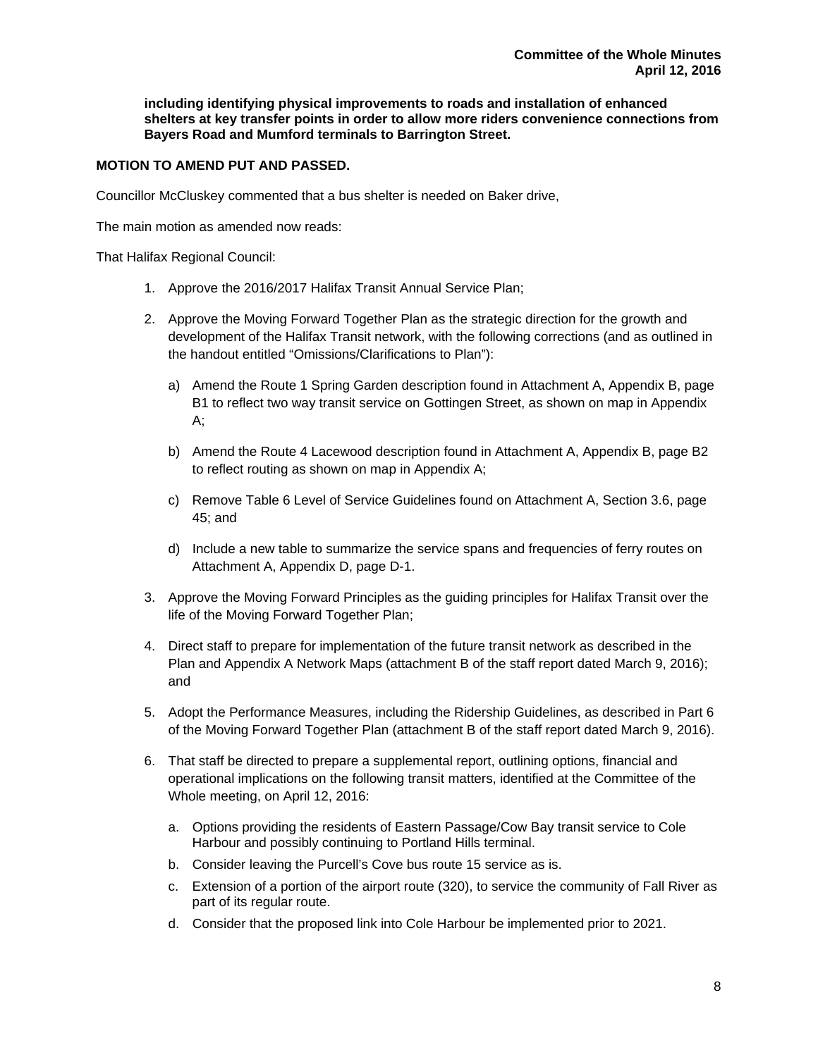**including identifying physical improvements to roads and installation of enhanced shelters at key transfer points in order to allow more riders convenience connections from Bayers Road and Mumford terminals to Barrington Street.**

**MOTION TO AMEND PUT AND PASSED.**

Councillor McCluskey commented that a bus shelter is needed on Baker drive,

The main motion as amended now reads:

That Halifax Regional Council:

1. Approve the 2016/2017 Halifax Transit Annual Service Plan;
2. Approve the Moving Forward Together Plan as the strategic direction for the growth and development of the Halifax Transit network, with the following corrections (and as outlined in the handout entitled "Omissions/Clarifications to Plan"):
    a) Amend the Route 1 Spring Garden description found in Attachment A, Appendix B, page B1 to reflect two way transit service on Gottingen Street, as shown on map in Appendix A;
    b) Amend the Route 4 Lacewood description found in Attachment A, Appendix B, page B2 to reflect routing as shown on map in Appendix A;
    c) Remove Table 6 Level of Service Guidelines found on Attachment A, Section 3.6, page 45; and
    d) Include a new table to summarize the service spans and frequencies of ferry routes on Attachment A, Appendix D, page D-1.
3. Approve the Moving Forward Principles as the guiding principles for Halifax Transit over the life of the Moving Forward Together Plan;
4. Direct staff to prepare for implementation of the future transit network as described in the Plan and Appendix A Network Maps (attachment B of the staff report dated March 9, 2016); and
5. Adopt the Performance Measures, including the Ridership Guidelines, as described in Part 6 of the Moving Forward Together Plan (attachment B of the staff report dated March 9, 2016).
6. That staff be directed to prepare a supplemental report, outlining options, financial and operational implications on the following transit matters, identified at the Committee of the Whole meeting, on April 12, 2016:
    a. Options providing the residents of Eastern Passage/Cow Bay transit service to Cole Harbour and possibly continuing to Portland Hills terminal.
    b. Consider leaving the Purcell's Cove bus route 15 service as is.
    c. Extension of a portion of the airport route (320), to service the community of Fall River as part of its regular route.
    d. Consider that the proposed link into Cole Harbour be implemented prior to 2021.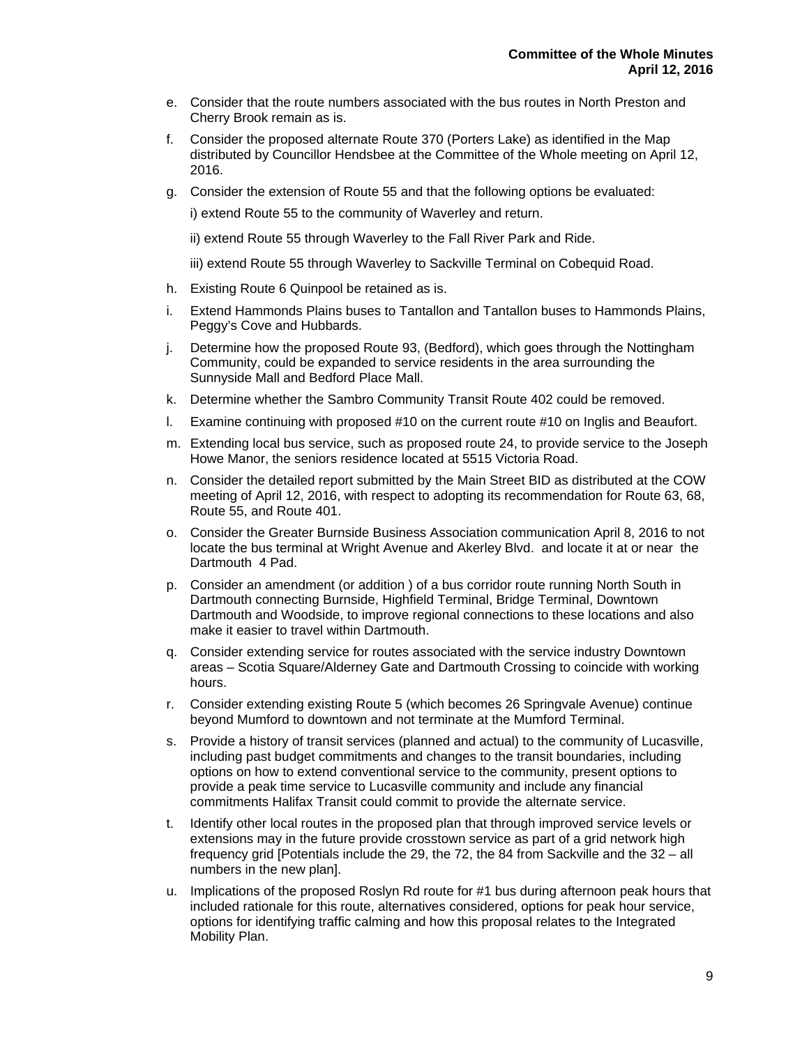e. Consider that the route numbers associated with the bus routes in North Preston and Cherry Brook remain as is.

f. Consider the proposed alternate Route 370 (Porters Lake) as identified in the Map distributed by Councillor Hendsbee at the Committee of the Whole meeting on April 12, 2016.

g. Consider the extension of Route 55 and that the following options be evaluated:

   i) extend Route 55 to the community of Waverley and return.

   ii) extend Route 55 through Waverley to the Fall River Park and Ride.

   iii) extend Route 55 through Waverley to Sackville Terminal on Cobequid Road.

h. Existing Route 6 Quinpool be retained as is.

i. Extend Hammonds Plains buses to Tantallon and Tantallon buses to Hammonds Plains, Peggy's Cove and Hubbards.

j. Determine how the proposed Route 93, (Bedford), which goes through the Nottingham Community, could be expanded to service residents in the area surrounding the Sunnyside Mall and Bedford Place Mall.

k. Determine whether the Sambro Community Transit Route 402 could be removed.

l. Examine continuing with proposed #10 on the current route #10 on Inglis and Beaufort.

m. Extending local bus service, such as proposed route 24, to provide service to the Joseph Howe Manor, the seniors residence located at 5515 Victoria Road.

n. Consider the detailed report submitted by the Main Street BID as distributed at the COW meeting of April 12, 2016, with respect to adopting its recommendation for Route 63, 68, Route 55, and Route 401.

o. Consider the Greater Burnside Business Association communication April 8, 2016 to not locate the bus terminal at Wright Avenue and Akerley Blvd. and locate it at or near the Dartmouth 4 Pad.

p. Consider an amendment (or addition ) of a bus corridor route running North South in Dartmouth connecting Burnside, Highfield Terminal, Bridge Terminal, Downtown Dartmouth and Woodside, to improve regional connections to these locations and also make it easier to travel within Dartmouth.

q. Consider extending service for routes associated with the service industry Downtown areas – Scotia Square/Alderney Gate and Dartmouth Crossing to coincide with working hours.

r. Consider extending existing Route 5 (which becomes 26 Springvale Avenue) continue beyond Mumford to downtown and not terminate at the Mumford Terminal.

s. Provide a history of transit services (planned and actual) to the community of Lucasville, including past budget commitments and changes to the transit boundaries, including options on how to extend conventional service to the community, present options to provide a peak time service to Lucasville community and include any financial commitments Halifax Transit could commit to provide the alternate service.

t. Identify other local routes in the proposed plan that through improved service levels or extensions may in the future provide crosstown service as part of a grid network high frequency grid [Potentials include the 29, the 72, the 84 from Sackville and the 32 – all numbers in the new plan].

u. Implications of the proposed Roslyn Rd route for #1 bus during afternoon peak hours that included rationale for this route, alternatives considered, options for peak hour service, options for identifying traffic calming and how this proposal relates to the Integrated Mobility Plan.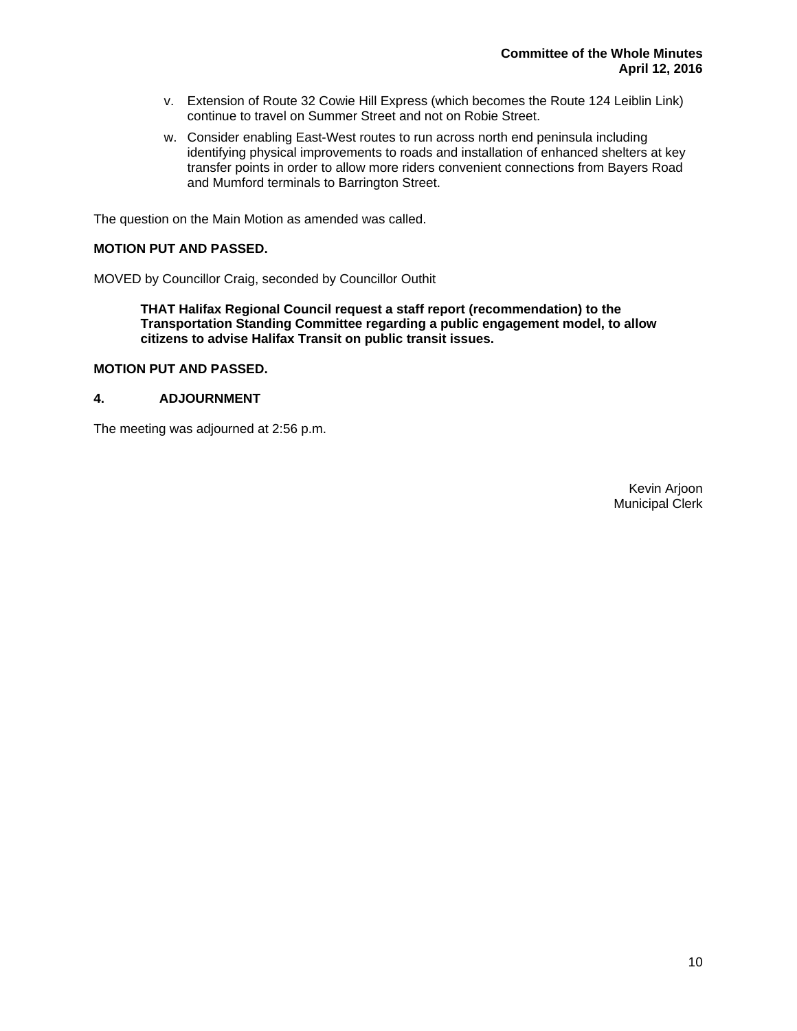v. Extension of Route 32 Cowie Hill Express (which becomes the Route 124 Leiblin Link) continue to travel on Summer Street and not on Robie Street.

w. Consider enabling East-West routes to run across north end peninsula including identifying physical improvements to roads and installation of enhanced shelters at key transfer points in order to allow more riders convenient connections from Bayers Road and Mumford terminals to Barrington Street.

The question on the Main Motion as amended was called.

**MOTION PUT AND PASSED.**

MOVED by Councillor Craig, seconded by Councillor Outhit

> **THAT Halifax Regional Council request a staff report (recommendation) to the Transportation Standing Committee regarding a public engagement model, to allow citizens to advise Halifax Transit on public transit issues.**

**MOTION PUT AND PASSED.**

## 4. ADJOURNMENT

The meeting was adjourned at 2:56 p.m.

Kevin Arjoon
Municipal Clerk